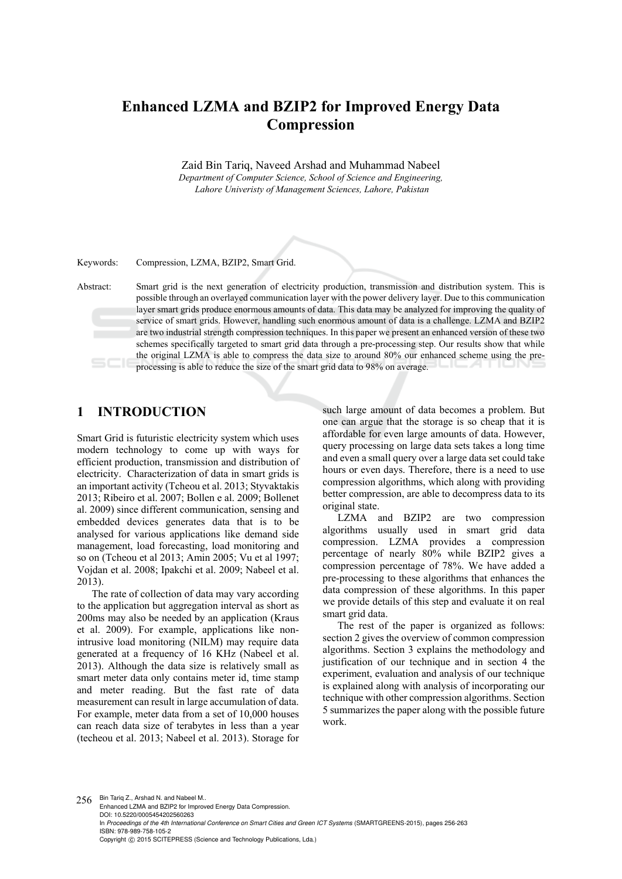# Enhanced LZMA and BZIP2 for Improved Energy Data Compression

Zaid Bin Tariq, Naveed Arshad and Muhammad Nabeel

*Department of Computer Science, School of Science and Engineering, Lahore Univeristy of Management Sciences, Lahore, Pakistan*

Keywords: Compression, LZMA, BZIP2, Smart Grid.

Abstract: Smart grid is the next generation of electricity production, transmission and distribution system. This is possible through an overlayed communication layer with the power delivery layer. Due to this communication layer smart grids produce enormous amounts of data. This data may be analyzed for improving the quality of service of smart grids. However, handling such enormous amount of data is a challenge. LZMA and BZIP2 are two industrial strength compression techniques. In this paper we present an enhanced version of these two schemes specifically targeted to smart grid data through a pre-processing step. Our results show that while the original LZMA is able to compress the data size to around 80% our enhanced scheme using the pre-processing is able to reduce the size of the smart grid data to 98% on average.

## 1 INTRODUCTION

Smart Grid is futuristic electricity system which uses modern technology to come up with ways for efficient production, transmission and distribution of electricity. Characterization of data in smart grids is an important activity (Tcheou et al. 2013; Styvaktakis 2013; Ribeiro et al. 2007; Bollen e al. 2009; Bollenet al. 2009) since different communication, sensing and embedded devices generates data that is to be analysed for various applications like demand side management, load forecasting, load monitoring and so on (Tcheou et al 2013; Amin 2005; Vu et al 1997; Vojdan et al. 2008; Ipakchi et al. 2009; Nabeel et al. 2013).

The rate of collection of data may vary according to the application but aggregation interval as short as 200ms may also be needed by an application (Kraus et al. 2009). For example, applications like non-intrusive load monitoring (NILM) may require data generated at a frequency of 16 KHz (Nabeel et al. 2013). Although the data size is relatively small as smart meter data only contains meter id, time stamp and meter reading. But the fast rate of data measurement can result in large accumulation of data. For example, meter data from a set of 10,000 houses can reach data size of terabytes in less than a year (techeou et al. 2013; Nabeel et al. 2013). Storage for such large amount of data becomes a problem. But one can argue that the storage is so cheap that it is affordable for even large amounts of data. However, query processing on large data sets takes a long time and even a small query over a large data set could take hours or even days. Therefore, there is a need to use compression algorithms, which along with providing better compression, are able to decompress data to its original state.

LZMA and BZIP2 are two compression algorithms usually used in smart grid data compression. LZMA provides a compression percentage of nearly 80% while BZIP2 gives a compression percentage of 78%. We have added a pre-processing to these algorithms that enhances the data compression of these algorithms. In this paper we provide details of this step and evaluate it on real smart grid data.

The rest of the paper is organized as follows: section 2 gives the overview of common compression algorithms. Section 3 explains the methodology and justification of our technique and in section 4 the experiment, evaluation and analysis of our technique is explained along with analysis of incorporating our technique with other compression algorithms. Section 5 summarizes the paper along with the possible future work.

Bin Tariq Z., Arshad N. and Nabeel M..
Enhanced LZMA and BZIP2 for Improved Energy Data Compression.
DOI: 10.5220/0005454202560263
In *Proceedings of the 4th International Conference on Smart Cities and Green ICT Systems* (SMARTGREENS-2015), pages 256-263
ISBN: 978-989-758-105-2
Copyright © 2015 SCITEPRESS (Science and Technology Publications, Lda.)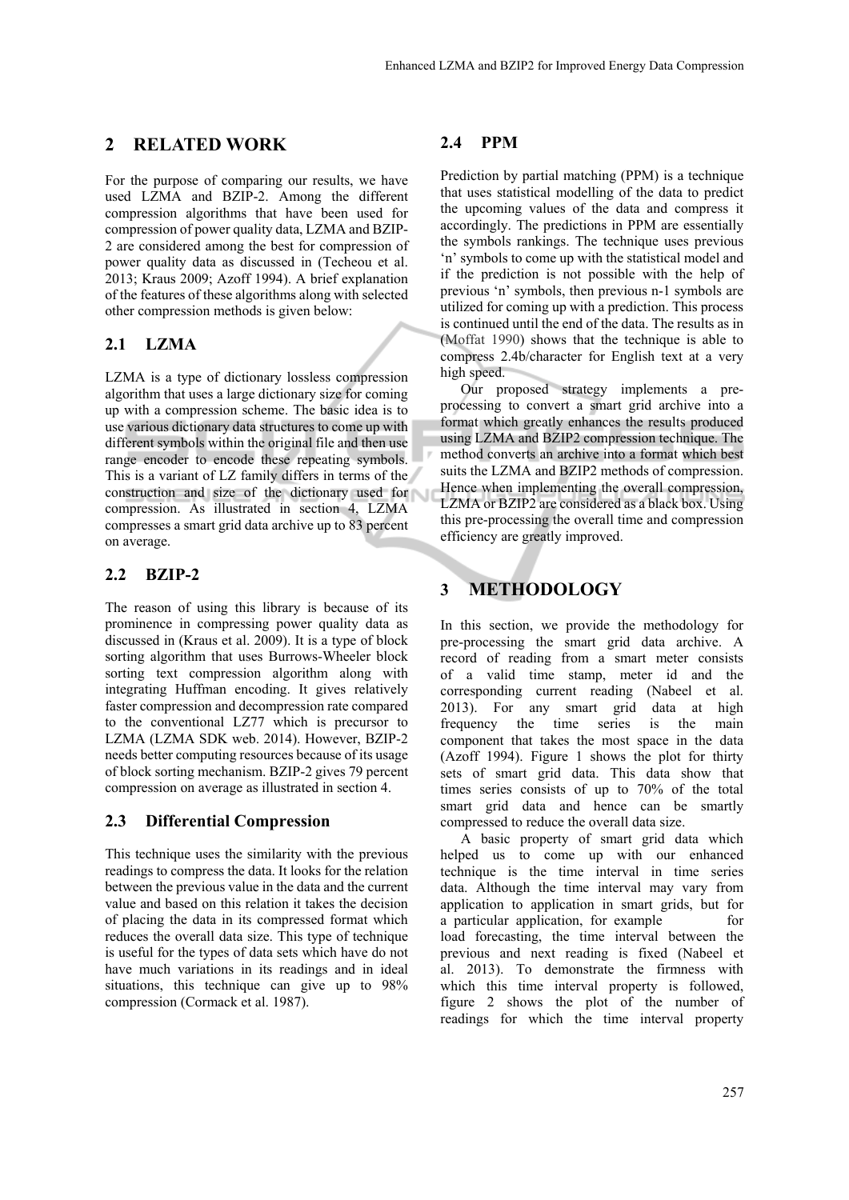## 2 RELATED WORK

For the purpose of comparing our results, we have used LZMA and BZIP-2. Among the different compression algorithms that have been used for compression of power quality data, LZMA and BZIP-2 are considered among the best for compression of power quality data as discussed in (Techeou et al. 2013; Kraus 2009; Azoff 1994). A brief explanation of the features of these algorithms along with selected other compression methods is given below:

### 2.1 LZMA

LZMA is a type of dictionary lossless compression algorithm that uses a large dictionary size for coming up with a compression scheme. The basic idea is to use various dictionary data structures to come up with different symbols within the original file and then use range encoder to encode these repeating symbols. This is a variant of LZ family differs in terms of the construction and size of the dictionary used for compression. As illustrated in section 4, LZMA compresses a smart grid data archive up to 83 percent on average.

### 2.2 BZIP-2

The reason of using this library is because of its prominence in compressing power quality data as discussed in (Kraus et al. 2009). It is a type of block sorting algorithm that uses Burrows-Wheeler block sorting text compression algorithm along with integrating Huffman encoding. It gives relatively faster compression and decompression rate compared to the conventional LZ77 which is precursor to LZMA (LZMA SDK web. 2014). However, BZIP-2 needs better computing resources because of its usage of block sorting mechanism. BZIP-2 gives 79 percent compression on average as illustrated in section 4.

### 2.3 Differential Compression

This technique uses the similarity with the previous readings to compress the data. It looks for the relation between the previous value in the data and the current value and based on this relation it takes the decision of placing the data in its compressed format which reduces the overall data size. This type of technique is useful for the types of data sets which have do not have much variations in its readings and in ideal situations, this technique can give up to 98% compression (Cormack et al. 1987).

### 2.4 PPM

Prediction by partial matching (PPM) is a technique that uses statistical modelling of the data to predict the upcoming values of the data and compress it accordingly. The predictions in PPM are essentially the symbols rankings. The technique uses previous 'n' symbols to come up with the statistical model and if the prediction is not possible with the help of previous 'n' symbols, then previous n-1 symbols are utilized for coming up with a prediction. This process is continued until the end of the data. The results as in (Moffat 1990) shows that the technique is able to compress 2.4b/character for English text at a very high speed.

Our proposed strategy implements a pre-processing to convert a smart grid archive into a format which greatly enhances the results produced using LZMA and BZIP2 compression technique. The method converts an archive into a format which best suits the LZMA and BZIP2 methods of compression. Hence when implementing the overall compression, LZMA or BZIP2 are considered as a black box. Using this pre-processing the overall time and compression efficiency are greatly improved.

## 3 METHODOLOGY

In this section, we provide the methodology for pre-processing the smart grid data archive. A record of reading from a smart meter consists of a valid time stamp, meter id and the corresponding current reading (Nabeel et al. 2013). For any smart grid data at high frequency the time series is the main component that takes the most space in the data (Azoff 1994). Figure 1 shows the plot for thirty sets of smart grid data. This data show that times series consists of up to 70% of the total smart grid data and hence can be smartly compressed to reduce the overall data size.

A basic property of smart grid data which helped us to come up with our enhanced technique is the time interval in time series data. Although the time interval may vary from application to application in smart grids, but for a particular application, for example for load forecasting, the time interval between the previous and next reading is fixed (Nabeel et al. 2013). To demonstrate the firmness with which this time interval property is followed, figure 2 shows the plot of the number of readings for which the time interval property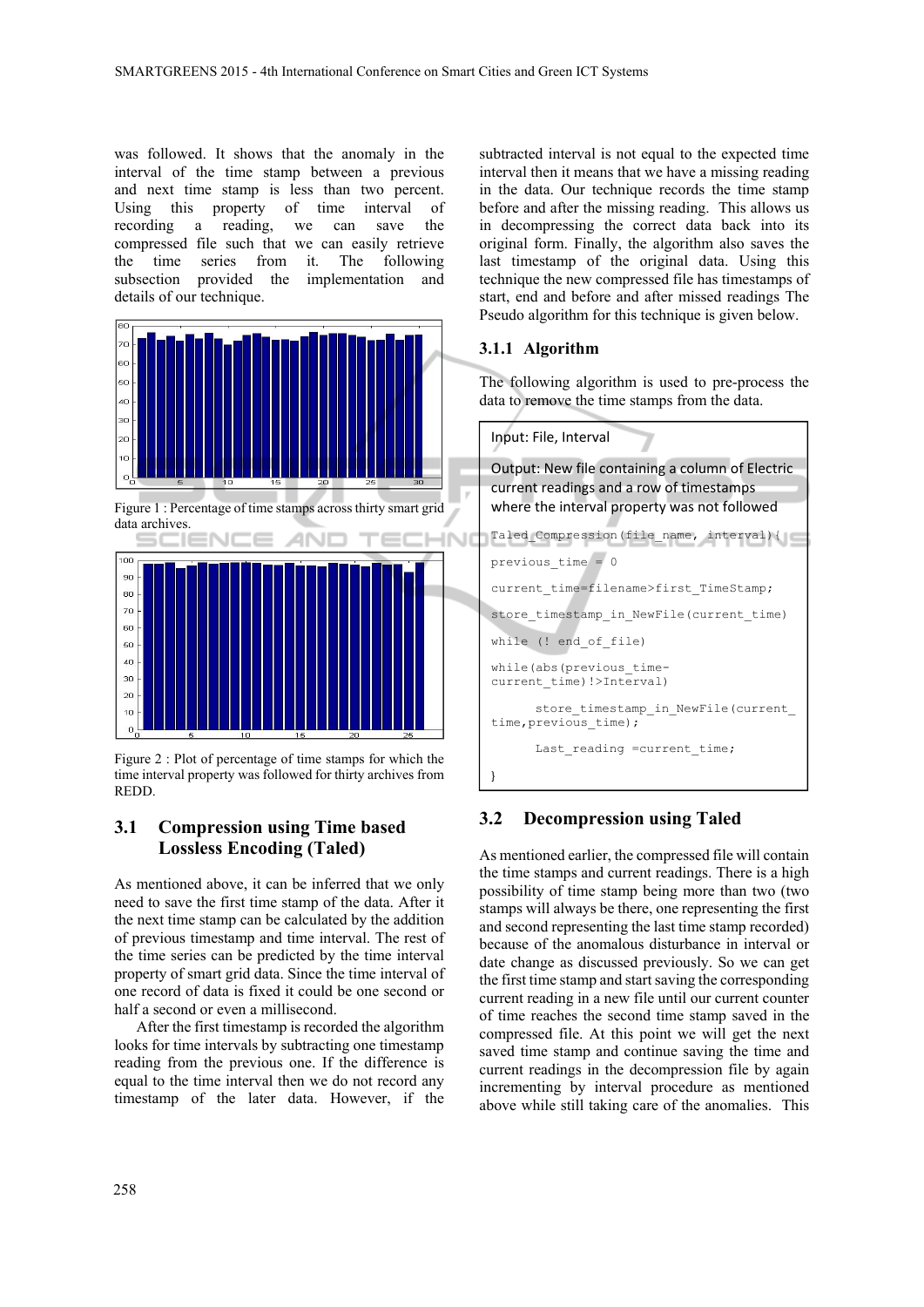was followed. It shows that the anomaly in the interval of the time stamp between a previous and next time stamp is less than two percent. Using this property of time interval of recording a reading, we can save the compressed file such that we can easily retrieve the time series from it. The following subsection provided the implementation and details of our technique.

Figure 1 : Percentage of time stamps across thirty smart grid data archives.

Figure 2 : Plot of percentage of time stamps for which the time interval property was followed for thirty archives from REDD.

## 3.1 Compression using Time based Lossless Encoding (Taled)

As mentioned above, it can be inferred that we only need to save the first time stamp of the data. After it the next time stamp can be calculated by the addition of previous timestamp and time interval. The rest of the time series can be predicted by the time interval property of smart grid data. Since the time interval of one record of data is fixed it could be one second or half a second or even a millisecond.

After the first timestamp is recorded the algorithm looks for time intervals by subtracting one timestamp reading from the previous one. If the difference is equal to the time interval then we do not record any timestamp of the later data. However, if the subtracted interval is not equal to the expected time interval then it means that we have a missing reading in the data. Our technique records the time stamp before and after the missing reading. This allows us in decompressing the correct data back into its original form. Finally, the algorithm also saves the last timestamp of the original data. Using this technique the new compressed file has timestamps of start, end and before and after missed readings The Pseudo algorithm for this technique is given below.

### 3.1.1 Algorithm

The following algorithm is used to pre-process the data to remove the time stamps from the data.

Input: File, Interval

Output: New file containing a column of Electric current readings and a row of timestamps where the interval property was not followed

```
Taled_Compression(file_name, interval){

previous_time = 0

current_time=filename>first_TimeStamp;

store_timestamp_in_NewFile(current_time)

while (! end_of_file)

while(abs(previous_time-
current_time)!>Interval)

      store_timestamp_in_NewFile(current_
time,previous_time);

      Last_reading =current_time;

}
```

## 3.2 Decompression using Taled

As mentioned earlier, the compressed file will contain the time stamps and current readings. There is a high possibility of time stamp being more than two (two stamps will always be there, one representing the first and second representing the last time stamp recorded) because of the anomalous disturbance in interval or date change as discussed previously. So we can get the first time stamp and start saving the corresponding current reading in a new file until our current counter of time reaches the second time stamp saved in the compressed file. At this point we will get the next saved time stamp and continue saving the time and current readings in the decompression file by again incrementing by interval procedure as mentioned above while still taking care of the anomalies. This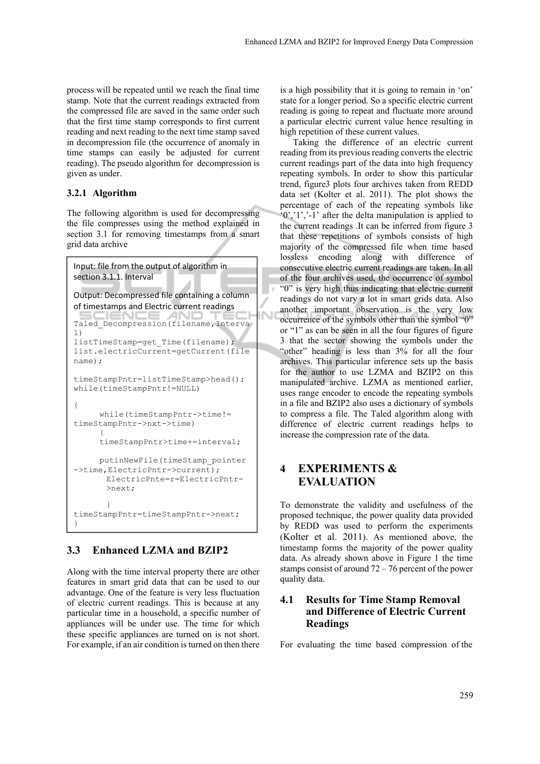process will be repeated until we reach the final time stamp. Note that the current readings extracted from the compressed file are saved in the same order such that the first time stamp corresponds to first current reading and next reading to the next time stamp saved in decompression file (the occurrence of anomaly in time stamps can easily be adjusted for current reading). The pseudo algorithm for decompression is given as under.

### 3.2.1 Algorithm

The following algorithm is used for decompressing the file compresses using the method explained in section 3.1 for removing timestamps from a smart grid data archive

Input: file from the output of algorithm in section 3.1.1. Interval

Output: Decompressed file containing a column of timestamps and Electric current readings

```
Taled_Decompression(filename,Interval)
listTimeStamp=get_Time(filename);
list.electricCurrent=getCurrent(filename);

timeStampPntr=listTimeStamp>head();
while(timeStampPntr!=NULL)

{
      while(timeStampPntr->time!=
timeStampPntr->nxt->time)
      {
      timeStampPntr>time+=interval;

      putinNewFile(timeStamp_pointer
->time,ElectricPntr->current);
       ElectricPnte=r=ElectricPntr-
       >next;

       }
timeStampPntr=timeStampPntr->next;
}
```

## 3.3 Enhanced LZMA and BZIP2

Along with the time interval property there are other features in smart grid data that can be used to our advantage. One of the feature is very less fluctuation of electric current readings. This is because at any particular time in a household, a specific number of appliances will be under use. The time for which these specific appliances are turned on is not short. For example, if an air condition is turned on then there is a high possibility that it is going to remain in 'on' state for a longer period. So a specific electric current reading is going to repeat and fluctuate more around a particular electric current value hence resulting in high repetition of these current values.

Taking the difference of an electric current reading from its previous reading converts the electric current readings part of the data into high frequency repeating symbols. In order to show this particular trend, figure3 plots four archives taken from REDD data set (Kolter et al. 2011). The plot shows the percentage of each of the repeating symbols like '0','1','-1' after the delta manipulation is applied to the current readings .It can be inferred from figure 3 that these repetitions of symbols consists of high majority of the compressed file when time based lossless encoding along with difference of consecutive electric current readings are taken. In all of the four archives used, the occurrence of symbol "0" is very high thus indicating that electric current readings do not vary a lot in smart grids data. Also another important observation is the very low occurrence of the symbols other than the symbol "0" or "1" as can be seen in all the four figures of figure 3 that the sector showing the symbols under the "other" heading is less than 3% for all the four archives. This particular inference sets up the basis for the author to use LZMA and BZIP2 on this manipulated archive. LZMA as mentioned earlier, uses range encoder to encode the repeating symbols in a file and BZIP2 also uses a dictionary of symbols to compress a file. The Taled algorithm along with difference of electric current readings helps to increase the compression rate of the data.

# 4 EXPERIMENTS & EVALUATION

To demonstrate the validity and usefulness of the proposed technique, the power quality data provided by REDD was used to perform the experiments (Kolter et al. 2011). As mentioned above, the timestamp forms the majority of the power quality data. As already shown above in Figure 1 the time stamps consist of around 72 – 76 percent of the power quality data.

## 4.1 Results for Time Stamp Removal and Difference of Electric Current Readings

For evaluating the time based compression of the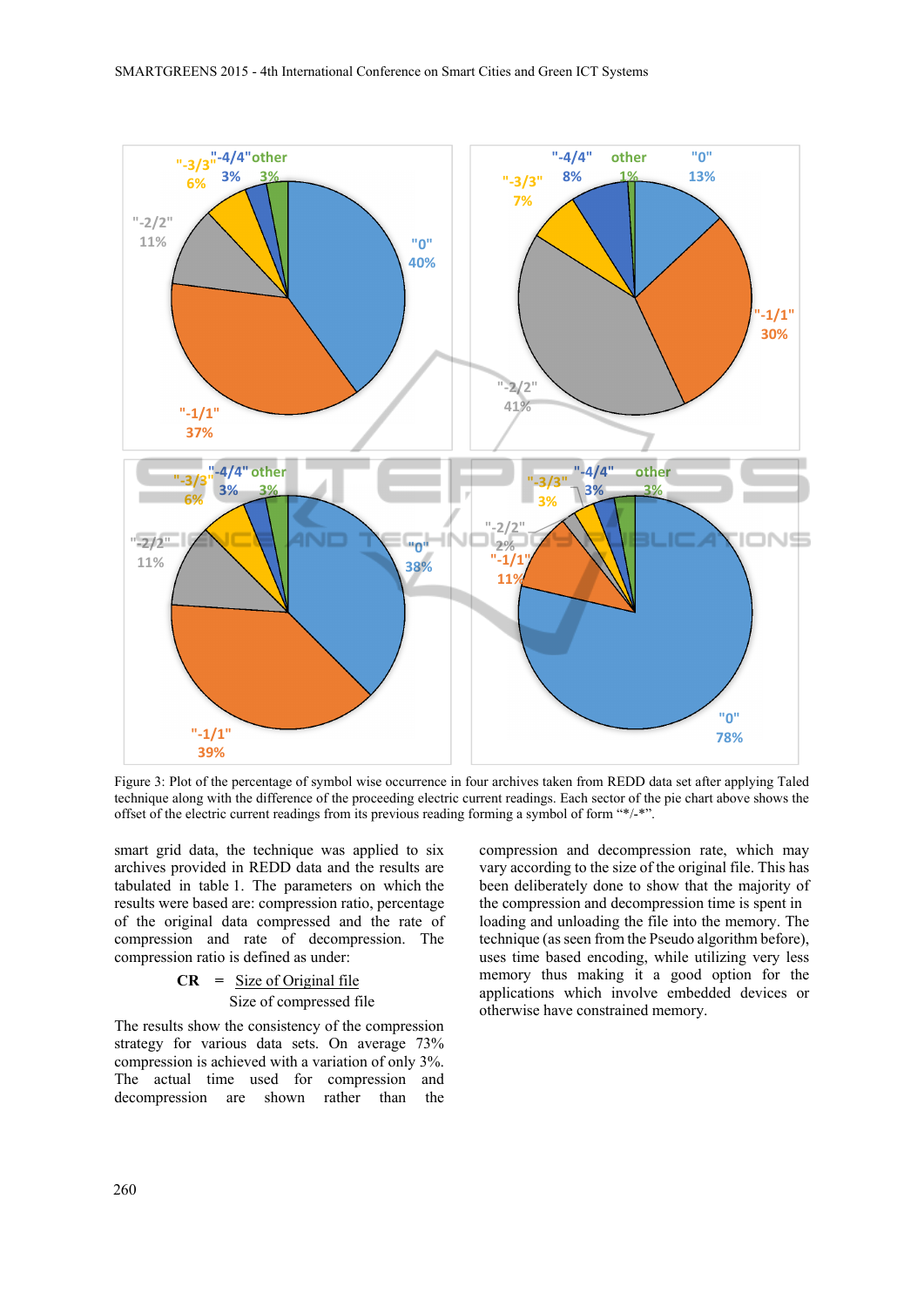Figure 3: Plot of the percentage of symbol wise occurrence in four archives taken from REDD data set after applying Taled technique along with the difference of the proceeding electric current readings. Each sector of the pie chart above shows the offset of the electric current readings from its previous reading forming a symbol of form "*/-*".

smart grid data, the technique was applied to six archives provided in REDD data and the results are tabulated in table 1. The parameters on which the results were based are: compression ratio, percentage of the original data compressed and the rate of compression and rate of decompression. The compression ratio is defined as under:

$$\textbf{CR} = \frac{\text{Size of Original file}}{\text{Size of compressed file}}$$

The results show the consistency of the compression strategy for various data sets. On average 73% compression is achieved with a variation of only 3%. The actual time used for compression and decompression are shown rather than the compression and decompression rate, which may vary according to the size of the original file. This has been deliberately done to show that the majority of the compression and decompression time is spent in loading and unloading the file into the memory. The technique (as seen from the Pseudo algorithm before), uses time based encoding, while utilizing very less memory thus making it a good option for the applications which involve embedded devices or otherwise have constrained memory.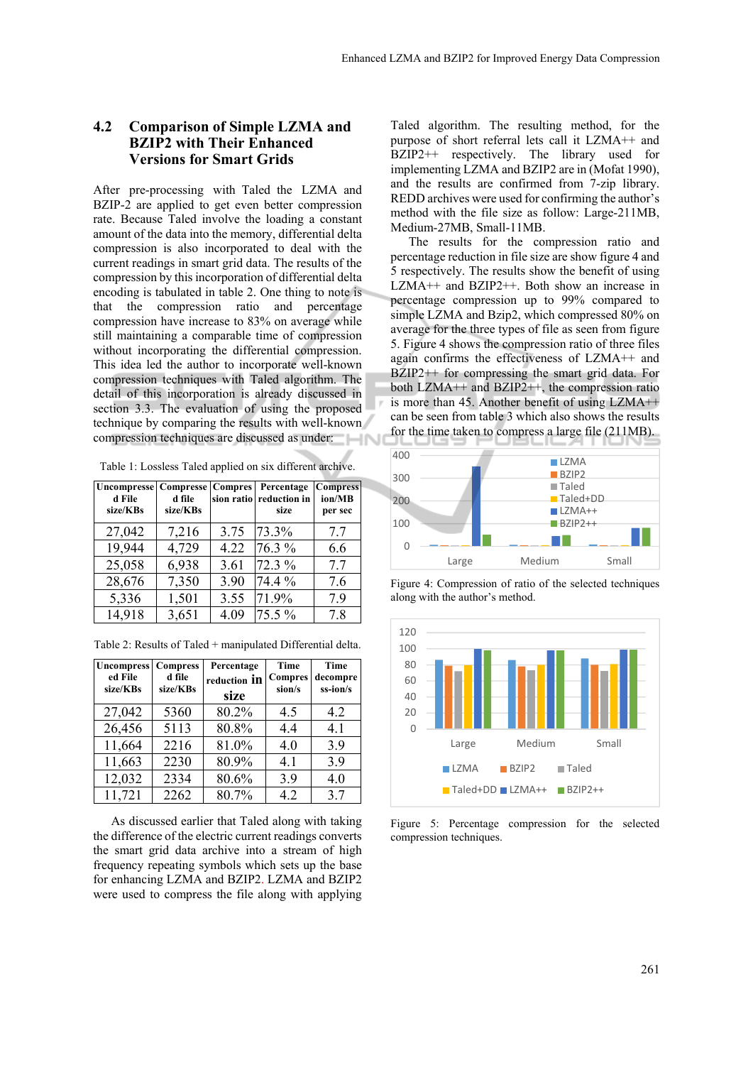## 4.2 Comparison of Simple LZMA and BZIP2 with Their Enhanced Versions for Smart Grids

After pre-processing with Taled the LZMA and BZIP-2 are applied to get even better compression rate. Because Taled involve the loading a constant amount of the data into the memory, differential delta compression is also incorporated to deal with the current readings in smart grid data. The results of the compression by this incorporation of differential delta encoding is tabulated in table 2. One thing to note is that the compression ratio and percentage compression have increase to 83% on average while still maintaining a comparable time of compression without incorporating the differential compression. This idea led the author to incorporate well-known compression techniques with Taled algorithm. The detail of this incorporation is already discussed in section 3.3. The evaluation of using the proposed technique by comparing the results with well-known compression techniques are discussed as under:

Table 1: Lossless Taled applied on six different archive.

| Uncompressed File size/KBs | Compressed file size/KBs | Compression ratio | Percentage reduction in size | Compression/MB per sec |
|---|---|---|---|---|
| 27,042 | 7,216 | 3.75 | 73.3% | 7.7 |
| 19,944 | 4,729 | 4.22 | 76.3 % | 6.6 |
| 25,058 | 6,938 | 3.61 | 72.3 % | 7.7 |
| 28,676 | 7,350 | 3.90 | 74.4 % | 7.6 |
| 5,336 | 1,501 | 3.55 | 71.9% | 7.9 |
| 14,918 | 3,651 | 4.09 | 75.5 % | 7.8 |

Table 2: Results of Taled + manipulated Differential delta.

| Uncompressed File size/KBs | Compressed file size/KBs | Percentage reduction in size | Time Compression/s | Time decompress-ion/s |
|---|---|---|---|---|
| 27,042 | 5360 | 80.2% | 4.5 | 4.2 |
| 26,456 | 5113 | 80.8% | 4.4 | 4.1 |
| 11,664 | 2216 | 81.0% | 4.0 | 3.9 |
| 11,663 | 2230 | 80.9% | 4.1 | 3.9 |
| 12,032 | 2334 | 80.6% | 3.9 | 4.0 |
| 11,721 | 2262 | 80.7% | 4.2 | 3.7 |

As discussed earlier that Taled along with taking the difference of the electric current readings converts the smart grid data archive into a stream of high frequency repeating symbols which sets up the base for enhancing LZMA and BZIP2. LZMA and BZIP2 were used to compress the file along with applying Taled algorithm. The resulting method, for the purpose of short referral lets call it LZMA++ and BZIP2++ respectively. The library used for implementing LZMA and BZIP2 are in (Mofat 1990), and the results are confirmed from 7-zip library. REDD archives were used for confirming the author's method with the file size as follow: Large-211MB, Medium-27MB, Small-11MB.

The results for the compression ratio and percentage reduction in file size are show figure 4 and 5 respectively. The results show the benefit of using LZMA++ and BZIP2++. Both show an increase in percentage compression up to 99% compared to simple LZMA and Bzip2, which compressed 80% on average for the three types of file as seen from figure 5. Figure 4 shows the compression ratio of three files again confirms the effectiveness of LZMA++ and BZIP2++ for compressing the smart grid data. For both LZMA++ and BZIP2++, the compression ratio is more than 45. Another benefit of using LZMA++ can be seen from table 3 which also shows the results for the time taken to compress a large file (211MB).

Figure 4: Compression of ratio of the selected techniques along with the author's method.

Figure 5: Percentage compression for the selected compression techniques.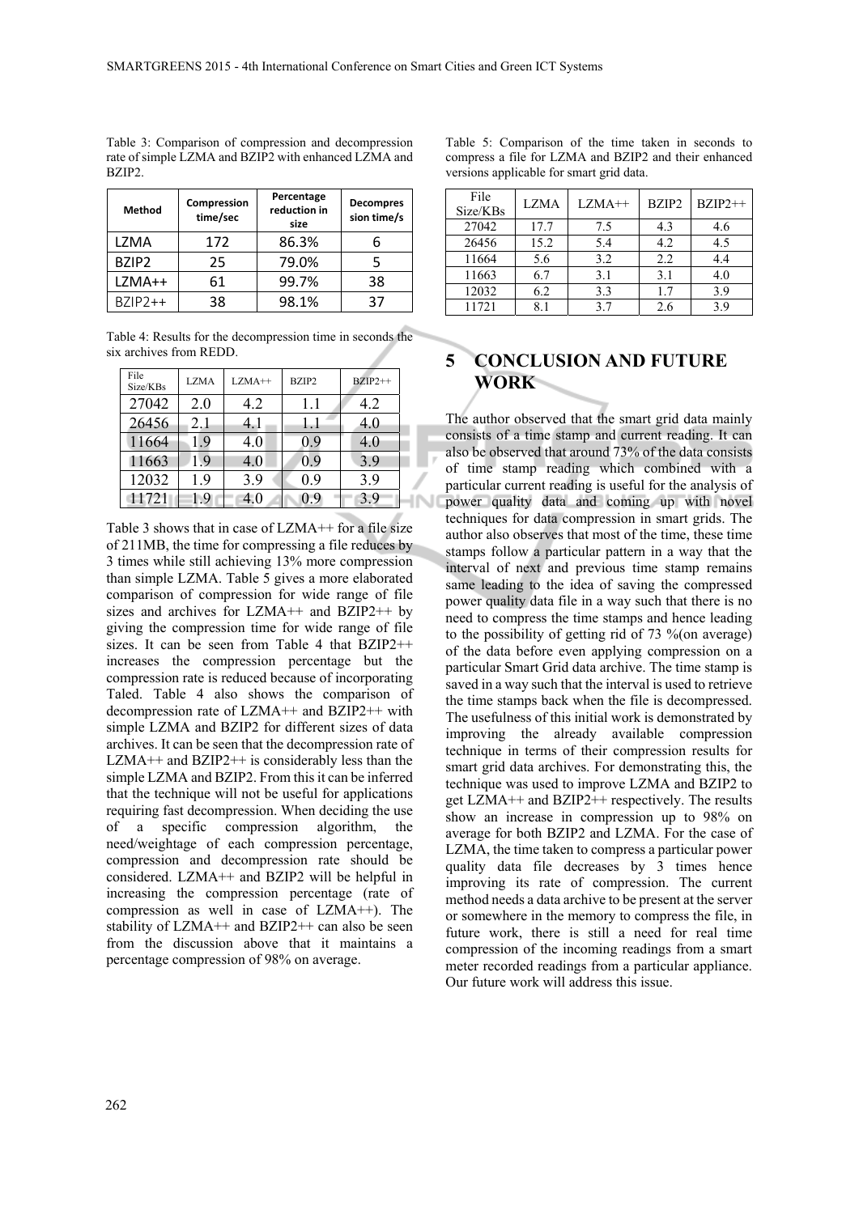Table 3: Comparison of compression and decompression rate of simple LZMA and BZIP2 with enhanced LZMA and BZIP2.

| Method | Compression time/sec | Percentage reduction in size | Decompres sion time/s |
|---|---|---|---|
| LZMA | 172 | 86.3% | 6 |
| BZIP2 | 25 | 79.0% | 5 |
| LZMA++ | 61 | 99.7% | 38 |
| BZIP2++ | 38 | 98.1% | 37 |

Table 4: Results for the decompression time in seconds the six archives from REDD.

| File Size/KBs | LZMA | LZMA++ | BZIP2 | BZIP2++ |
|---|---|---|---|---|
| 27042 | 2.0 | 4.2 | 1.1 | 4.2 |
| 26456 | 2.1 | 4.1 | 1.1 | 4.0 |
| 11664 | 1.9 | 4.0 | 0.9 | 4.0 |
| 11663 | 1.9 | 4.0 | 0.9 | 3.9 |
| 12032 | 1.9 | 3.9 | 0.9 | 3.9 |
| 11721 | 1.9 | 4.0 | 0.9 | 3.9 |

Table 3 shows that in case of LZMA++ for a file size of 211MB, the time for compressing a file reduces by 3 times while still achieving 13% more compression than simple LZMA. Table 5 gives a more elaborated comparison of compression for wide range of file sizes and archives for LZMA++ and BZIP2++ by giving the compression time for wide range of file sizes. It can be seen from Table 4 that BZIP2++ increases the compression percentage but the compression rate is reduced because of incorporating Taled. Table 4 also shows the comparison of decompression rate of LZMA++ and BZIP2++ with simple LZMA and BZIP2 for different sizes of data archives. It can be seen that the decompression rate of LZMA++ and BZIP2++ is considerably less than the simple LZMA and BZIP2. From this it can be inferred that the technique will not be useful for applications requiring fast decompression. When deciding the use of a specific compression algorithm, the need/weightage of each compression percentage, compression and decompression rate should be considered. LZMA++ and BZIP2 will be helpful in increasing the compression percentage (rate of compression as well in case of LZMA++). The stability of LZMA++ and BZIP2++ can also be seen from the discussion above that it maintains a percentage compression of 98% on average.

Table 5: Comparison of the time taken in seconds to compress a file for LZMA and BZIP2 and their enhanced versions applicable for smart grid data.

| File Size/KBs | LZMA | LZMA++ | BZIP2 | BZIP2++ |
|---|---|---|---|---|
| 27042 | 17.7 | 7.5 | 4.3 | 4.6 |
| 26456 | 15.2 | 5.4 | 4.2 | 4.5 |
| 11664 | 5.6 | 3.2 | 2.2 | 4.4 |
| 11663 | 6.7 | 3.1 | 3.1 | 4.0 |
| 12032 | 6.2 | 3.3 | 1.7 | 3.9 |
| 11721 | 8.1 | 3.7 | 2.6 | 3.9 |

# 5 CONCLUSION AND FUTURE WORK

The author observed that the smart grid data mainly consists of a time stamp and current reading. It can also be observed that around 73% of the data consists of time stamp reading which combined with a particular current reading is useful for the analysis of power quality data and coming up with novel techniques for data compression in smart grids. The author also observes that most of the time, these time stamps follow a particular pattern in a way that the interval of next and previous time stamp remains same leading to the idea of saving the compressed power quality data file in a way such that there is no need to compress the time stamps and hence leading to the possibility of getting rid of 73 %(on average) of the data before even applying compression on a particular Smart Grid data archive. The time stamp is saved in a way such that the interval is used to retrieve the time stamps back when the file is decompressed. The usefulness of this initial work is demonstrated by improving the already available compression technique in terms of their compression results for smart grid data archives. For demonstrating this, the technique was used to improve LZMA and BZIP2 to get LZMA++ and BZIP2++ respectively. The results show an increase in compression up to 98% on average for both BZIP2 and LZMA. For the case of LZMA, the time taken to compress a particular power quality data file decreases by 3 times hence improving its rate of compression. The current method needs a data archive to be present at the server or somewhere in the memory to compress the file, in future work, there is still a need for real time compression of the incoming readings from a smart meter recorded readings from a particular appliance. Our future work will address this issue.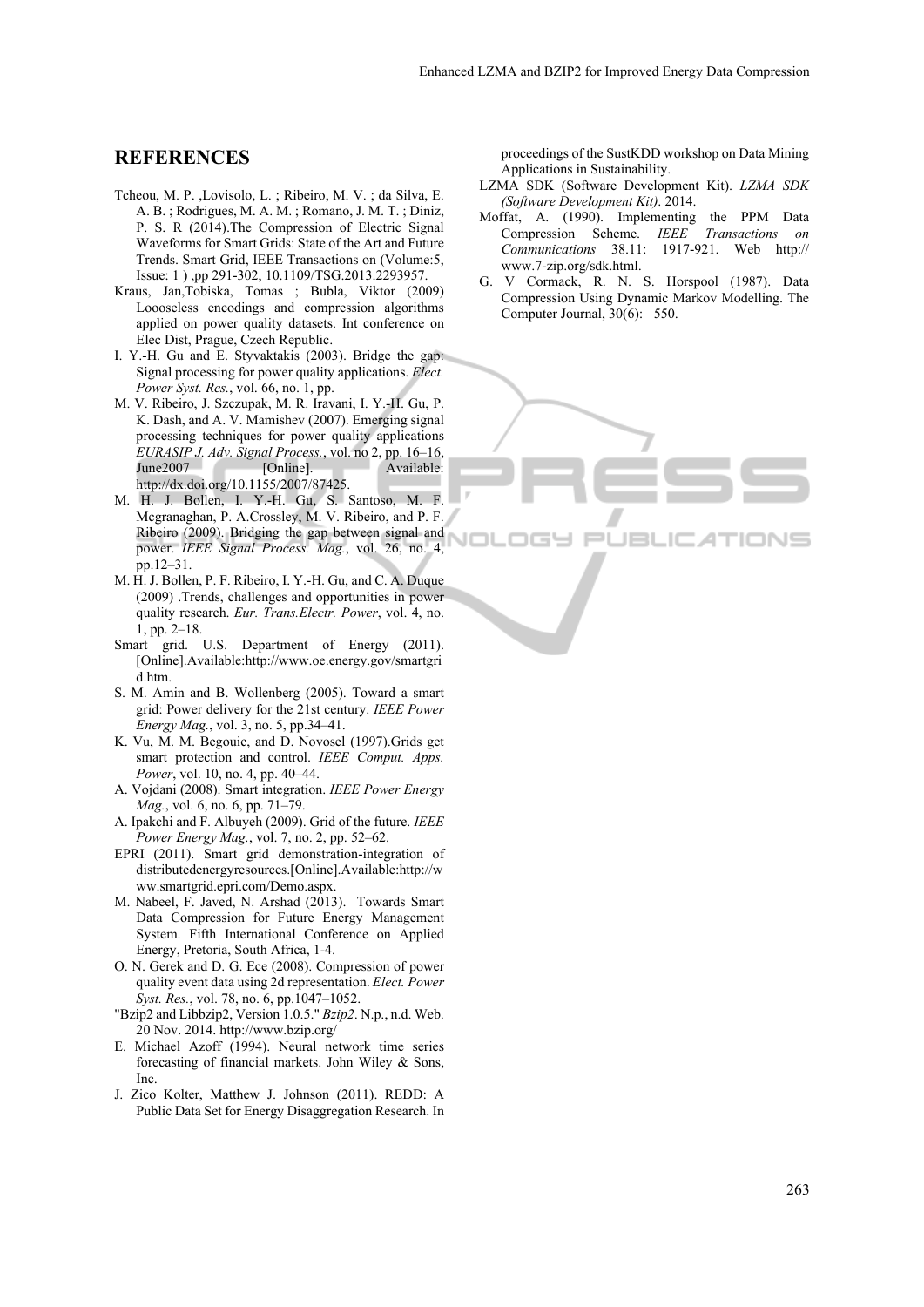## REFERENCES

Tcheou, M. P. ,Lovisolo, L. ; Ribeiro, M. V. ; da Silva, E. A. B. ; Rodrigues, M. A. M. ; Romano, J. M. T. ; Diniz, P. S. R (2014).The Compression of Electric Signal Waveforms for Smart Grids: State of the Art and Future Trends. Smart Grid, IEEE Transactions on (Volume:5, Issue: 1 ) ,pp 291-302, 10.1109/TSG.2013.2293957.

Kraus, Jan,Tobiska, Tomas ; Bubla, Viktor (2009) Loooseless encodings and compression algorithms applied on power quality datasets. Int conference on Elec Dist, Prague, Czech Republic.

I. Y.-H. Gu and E. Styvaktakis (2003). Bridge the gap: Signal processing for power quality applications. *Elect. Power Syst. Res.*, vol. 66, no. 1, pp.

M. V. Ribeiro, J. Szczupak, M. R. Iravani, I. Y.-H. Gu, P. K. Dash, and A. V. Mamishev (2007). Emerging signal processing techniques for power quality applications *EURASIP J. Adv. Signal Process.*, vol. no 2, pp. 16–16, June2007 [Online]. Available: http://dx.doi.org/10.1155/2007/87425.

M. H. J. Bollen, I. Y.-H. Gu, S. Santoso, M. F. Mcgranaghan, P. A.Crossley, M. V. Ribeiro, and P. F. Ribeiro (2009). Bridging the gap between signal and power. *IEEE Signal Process. Mag.*, vol. 26, no. 4, pp.12–31.

M. H. J. Bollen, P. F. Ribeiro, I. Y.-H. Gu, and C. A. Duque (2009) .Trends, challenges and opportunities in power quality research. *Eur. Trans.Electr. Power*, vol. 4, no. 1, pp. 2–18.

Smart grid. U.S. Department of Energy (2011). [Online].Available:http://www.oe.energy.gov/smartgrid.htm.

S. M. Amin and B. Wollenberg (2005). Toward a smart grid: Power delivery for the 21st century. *IEEE Power Energy Mag.*, vol. 3, no. 5, pp.34–41.

K. Vu, M. M. Begouic, and D. Novosel (1997).Grids get smart protection and control. *IEEE Comput. Apps. Power*, vol. 10, no. 4, pp. 40–44.

A. Vojdani (2008). Smart integration. *IEEE Power Energy Mag.*, vol. 6, no. 6, pp. 71–79.

A. Ipakchi and F. Albuyeh (2009). Grid of the future. *IEEE Power Energy Mag.*, vol. 7, no. 2, pp. 52–62.

EPRI (2011). Smart grid demonstration-integration of distributedenergyresources.[Online].Available:http://www.smartgrid.epri.com/Demo.aspx.

M. Nabeel, F. Javed, N. Arshad (2013). Towards Smart Data Compression for Future Energy Management System. Fifth International Conference on Applied Energy, Pretoria, South Africa, 1-4.

O. N. Gerek and D. G. Ece (2008). Compression of power quality event data using 2d representation. *Elect. Power Syst. Res.*, vol. 78, no. 6, pp.1047–1052.

"Bzip2 and Libbzip2, Version 1.0.5." *Bzip2*. N.p., n.d. Web. 20 Nov. 2014. http://www.bzip.org/

E. Michael Azoff (1994). Neural network time series forecasting of financial markets. John Wiley & Sons, Inc.

J. Zico Kolter, Matthew J. Johnson (2011). REDD: A Public Data Set for Energy Disaggregation Research. In proceedings of the SustKDD workshop on Data Mining Applications in Sustainability.

LZMA SDK (Software Development Kit). *LZMA SDK (Software Development Kit)*. 2014.

Moffat, A. (1990). Implementing the PPM Data Compression Scheme. *IEEE Transactions on Communications* 38.11: 1917-921. Web http://www.7-zip.org/sdk.html.

G. V Cormack, R. N. S. Horspool (1987). Data Compression Using Dynamic Markov Modelling. The Computer Journal, 30(6): 550.